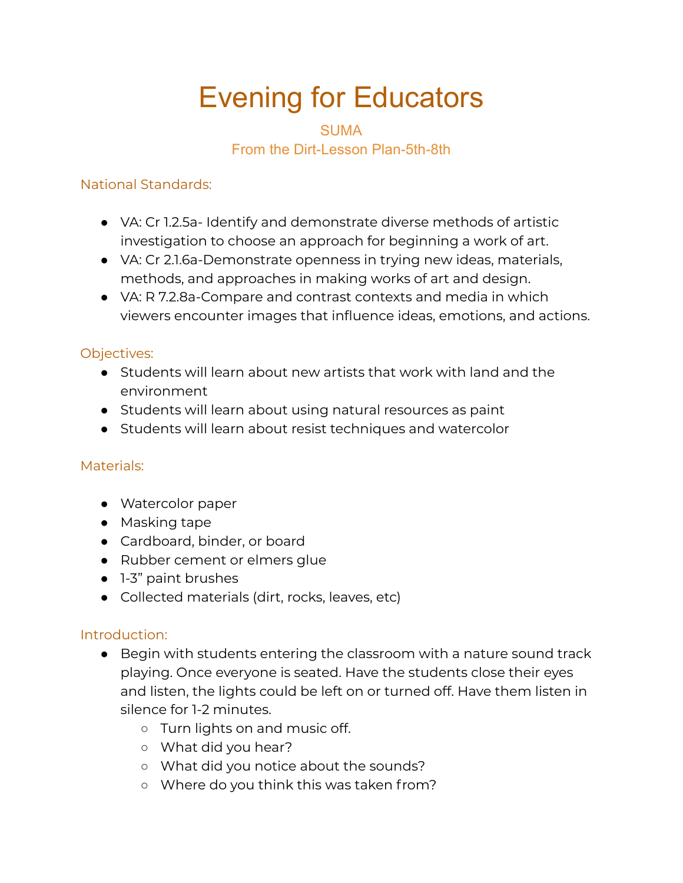# Evening for Educators

SUMA

From the Dirt-Lesson Plan-5th-8th

## National Standards:

- VA: Cr 1.2.5a- Identify and demonstrate diverse methods of artistic investigation to choose an approach for beginning a work of art.
- VA: Cr 2.1.6a-Demonstrate openness in trying new ideas, materials, methods, and approaches in making works of art and design.
- VA: R 7.2.8a-Compare and contrast contexts and media in which viewers encounter images that influence ideas, emotions, and actions.

## Objectives:

- Students will learn about new artists that work with land and the environment
- Students will learn about using natural resources as paint
- Students will learn about resist techniques and watercolor

## Materials:

- Watercolor paper
- Masking tape
- Cardboard, binder, or board
- Rubber cement or elmers glue
- 1-3" paint brushes
- Collected materials (dirt, rocks, leaves, etc)

## Introduction:

- Begin with students entering the classroom with a nature sound track playing. Once everyone is seated. Have the students close their eyes and listen, the lights could be left on or turned off. Have them listen in silence for 1-2 minutes.
  - Turn lights on and music off.
  - What did you hear?
  - What did you notice about the sounds?
  - Where do you think this was taken from?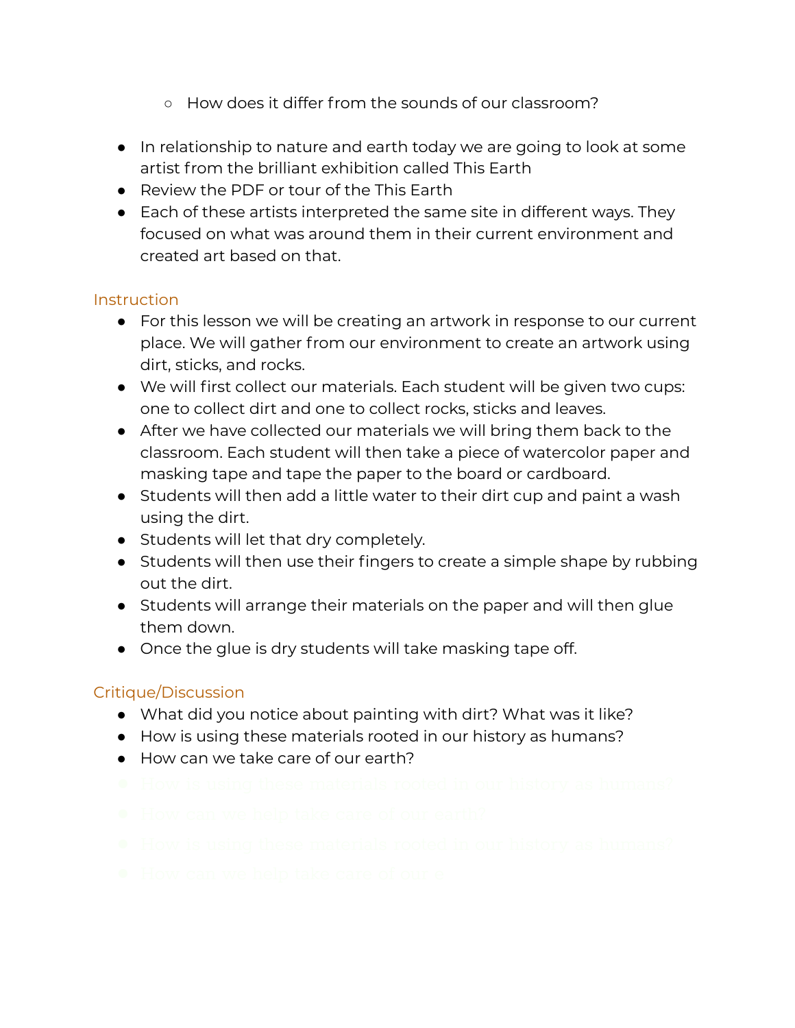- How does it differ from the sounds of our classroom?

- In relationship to nature and earth today we are going to look at some artist from the brilliant exhibition called This Earth
- Review the PDF or tour of the This Earth
- Each of these artists interpreted the same site in different ways. They focused on what was around them in their current environment and created art based on that.

## Instruction

- For this lesson we will be creating an artwork in response to our current place. We will gather from our environment to create an artwork using dirt, sticks, and rocks.
- We will first collect our materials. Each student will be given two cups: one to collect dirt and one to collect rocks, sticks and leaves.
- After we have collected our materials we will bring them back to the classroom. Each student will then take a piece of watercolor paper and masking tape and tape the paper to the board or cardboard.
- Students will then add a little water to their dirt cup and paint a wash using the dirt.
- Students will let that dry completely.
- Students will then use their fingers to create a simple shape by rubbing out the dirt.
- Students will arrange their materials on the paper and will then glue them down.
- Once the glue is dry students will take masking tape off.

## Critique/Discussion

- What did you notice about painting with dirt? What was it like?
- How is using these materials rooted in our history as humans?
- How can we take care of our earth?